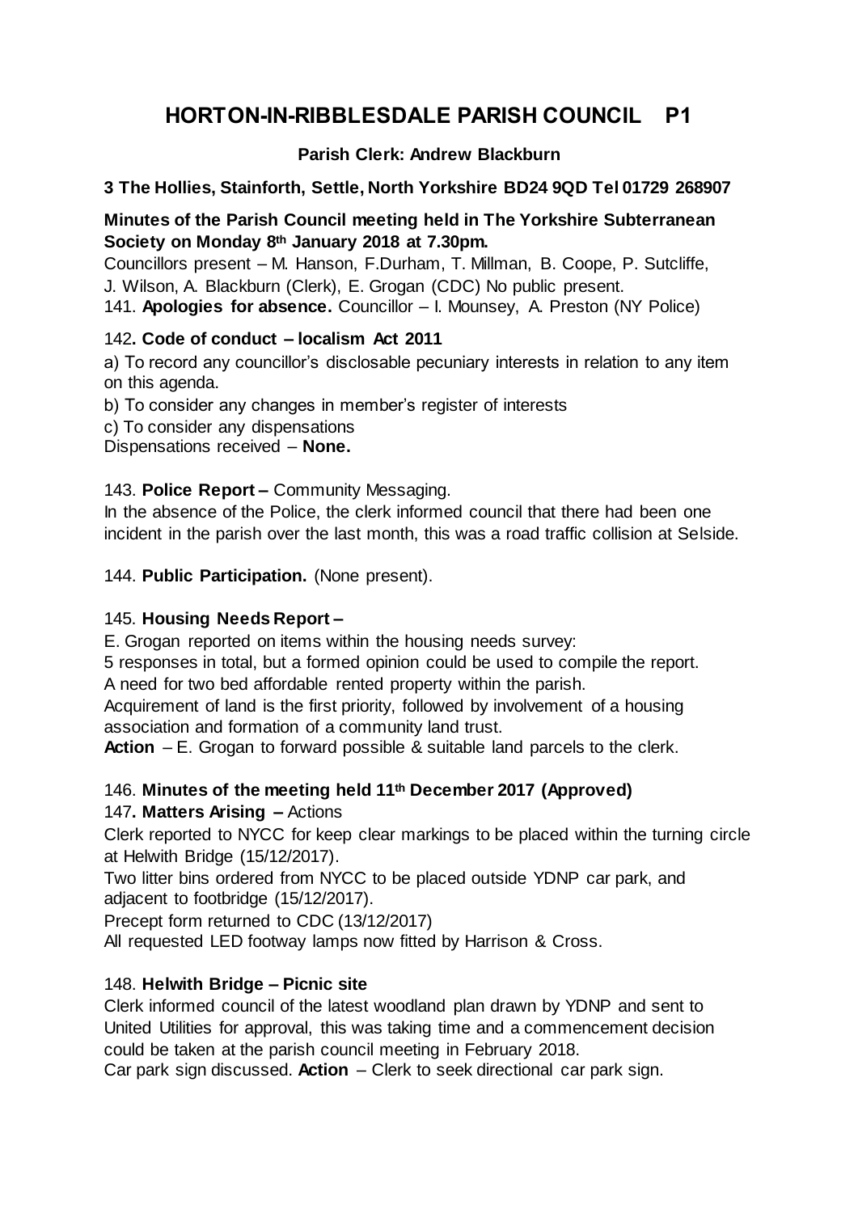# HORTON-IN-RIBBLESDALE PARISH COUNCIL P1

**Parish Clerk: Andrew Blackburn**

**3 The Hollies, Stainforth, Settle, North Yorkshire BD24 9QD Tel 01729 268907**

**Minutes of the Parish Council meeting held in The Yorkshire Subterranean Society on Monday 8th January 2018 at 7.30pm.**

Councillors present – M. Hanson, F.Durham, T. Millman, B. Coope, P. Sutcliffe, J. Wilson, A. Blackburn (Clerk), E. Grogan (CDC) No public present.

141. **Apologies for absence.** Councillor – I. Mounsey, A. Preston (NY Police)

142**. Code of conduct – localism Act 2011**

a) To record any councillor's disclosable pecuniary interests in relation to any item on this agenda.

b) To consider any changes in member's register of interests

c) To consider any dispensations

Dispensations received – **None.**

143. **Police Report –** Community Messaging.

In the absence of the Police, the clerk informed council that there had been one incident in the parish over the last month, this was a road traffic collision at Selside.

144. **Public Participation.** (None present).

145. **Housing Needs Report –**

E. Grogan reported on items within the housing needs survey:

5 responses in total, but a formed opinion could be used to compile the report.

A need for two bed affordable rented property within the parish.

Acquirement of land is the first priority, followed by involvement of a housing association and formation of a community land trust.

**Action** – E. Grogan to forward possible & suitable land parcels to the clerk.

146. **Minutes of the meeting held 11th December 2017 (Approved)**

147**. Matters Arising –** Actions

Clerk reported to NYCC for keep clear markings to be placed within the turning circle at Helwith Bridge (15/12/2017).

Two litter bins ordered from NYCC to be placed outside YDNP car park, and adjacent to footbridge (15/12/2017).

Precept form returned to CDC (13/12/2017)

All requested LED footway lamps now fitted by Harrison & Cross.

148. **Helwith Bridge – Picnic site**

Clerk informed council of the latest woodland plan drawn by YDNP and sent to United Utilities for approval, this was taking time and a commencement decision could be taken at the parish council meeting in February 2018.

Car park sign discussed. **Action** – Clerk to seek directional car park sign.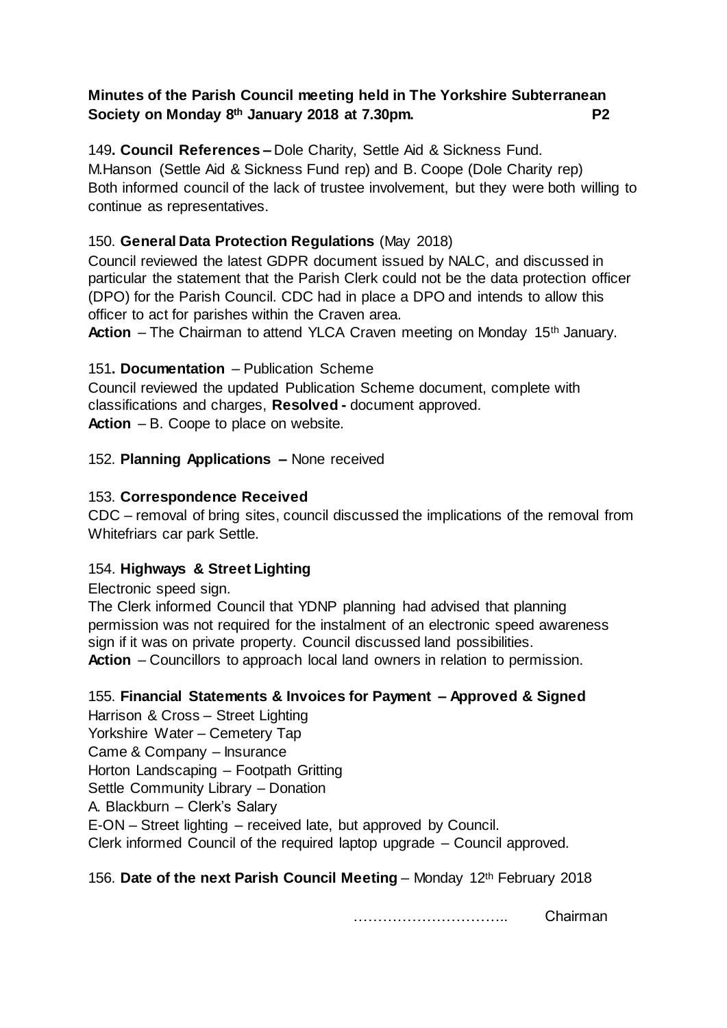**Minutes of the Parish Council meeting held in The Yorkshire Subterranean Society on Monday 8th January 2018 at 7.30pm.** **P2**

149**. Council References –** Dole Charity, Settle Aid & Sickness Fund.
M.Hanson (Settle Aid & Sickness Fund rep) and B. Coope (Dole Charity rep)
Both informed council of the lack of trustee involvement, but they were both willing to continue as representatives.

150. **General Data Protection Regulations** (May 2018)
Council reviewed the latest GDPR document issued by NALC, and discussed in particular the statement that the Parish Clerk could not be the data protection officer (DPO) for the Parish Council. CDC had in place a DPO and intends to allow this officer to act for parishes within the Craven area.
**Action** – The Chairman to attend YLCA Craven meeting on Monday 15th January.

151**. Documentation** – Publication Scheme
Council reviewed the updated Publication Scheme document, complete with classifications and charges, **Resolved -** document approved.
**Action** – B. Coope to place on website.

152. **Planning Applications –** None received

153. **Correspondence Received**
CDC – removal of bring sites, council discussed the implications of the removal from Whitefriars car park Settle.

154. **Highways & Street Lighting**
Electronic speed sign.
The Clerk informed Council that YDNP planning had advised that planning permission was not required for the instalment of an electronic speed awareness sign if it was on private property. Council discussed land possibilities.
**Action** – Councillors to approach local land owners in relation to permission.

155. **Financial Statements & Invoices for Payment – Approved & Signed**
Harrison & Cross – Street Lighting
Yorkshire Water – Cemetery Tap
Came & Company – Insurance
Horton Landscaping – Footpath Gritting
Settle Community Library – Donation
A. Blackburn – Clerk's Salary
E-ON – Street lighting – received late, but approved by Council.
Clerk informed Council of the required laptop upgrade – Council approved.

156. **Date of the next Parish Council Meeting** – Monday 12th February 2018

………………………….. Chairman